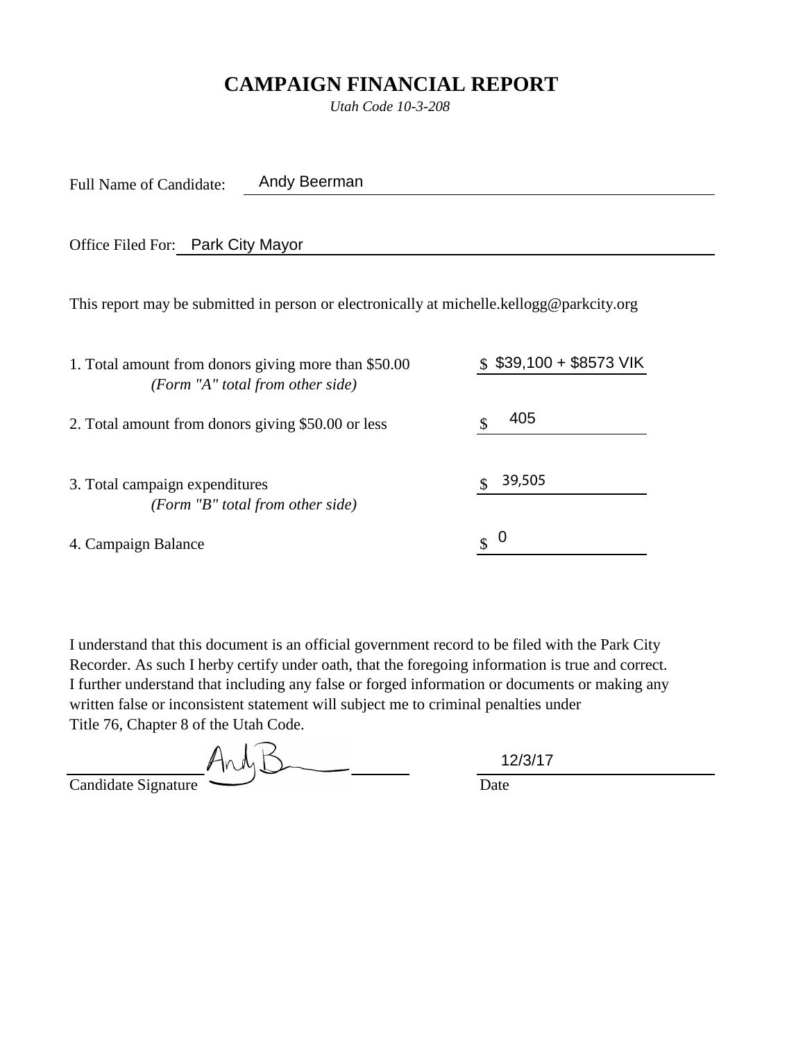# CAMPAIGN FINANCIAL REPORT

*Utah Code 10-3-208*

Full Name of Candidate: Andy Beerman

Office Filed For: Park City Mayor

This report may be submitted in person or electronically at michelle.kellogg@parkcity.org

1. Total amount from donors giving more than $50.00 *(Form "A" total from other side)* — $ $39,100 + $8573 VIK

2. Total amount from donors giving $50.00 or less — $ 405

3. Total campaign expenditures *(Form "B" total from other side)* — $ 39,505

4. Campaign Balance — $ 0

I understand that this document is an official government record to be filed with the Park City Recorder. As such I herby certify under oath, that the foregoing information is true and correct. I further understand that including any false or forged information or documents or making any written false or inconsistent statement will subject me to criminal penalties under Title 76, Chapter 8 of the Utah Code.

Candidate Signature: Andy B

Date: 12/3/17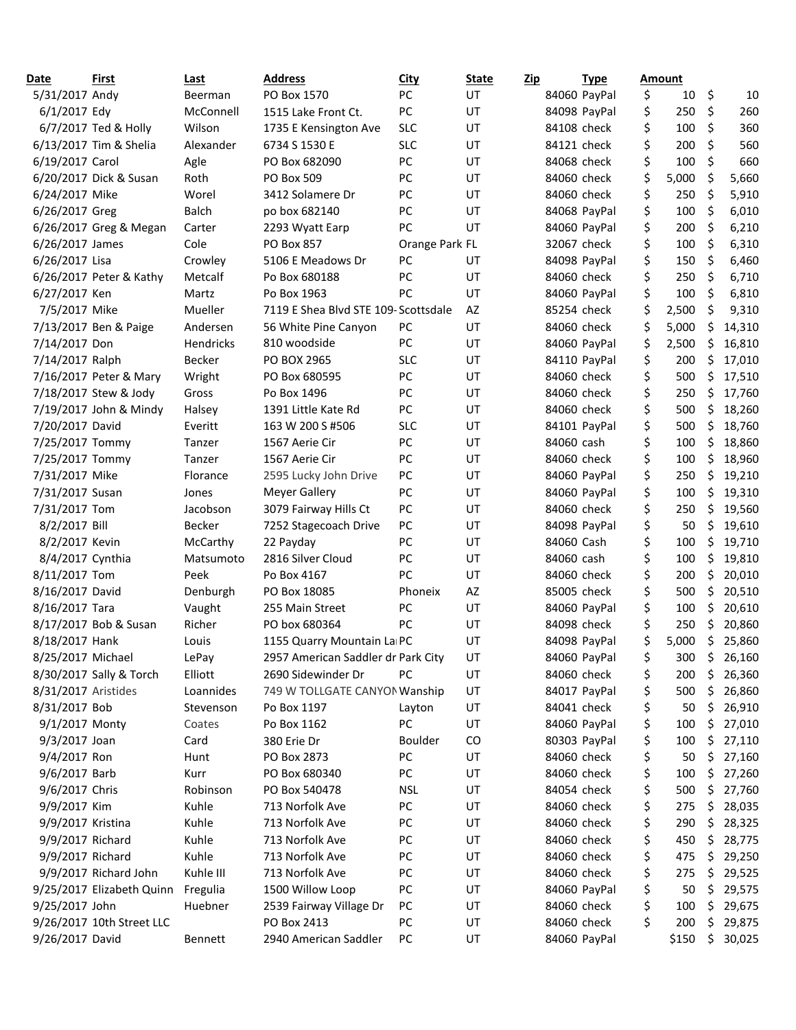| Date | First | Last | Address | City | State | Zip | Type | Amount | |
|---|---|---|---|---|---|---|---|---|---|
| 5/31/2017 | Andy | Beerman | PO Box 1570 | PC | UT | 84060 | PayPal | $ 10 | $ 10 |
| 6/1/2017 | Edy | McConnell | 1515 Lake Front Ct. | PC | UT | 84098 | PayPal | $ 250 | $ 260 |
| 6/7/2017 | Ted & Holly | Wilson | 1735 E Kensington Ave | SLC | UT | 84108 | check | $ 100 | $ 360 |
| 6/13/2017 | Tim & Shelia | Alexander | 6734 S 1530 E | SLC | UT | 84121 | check | $ 200 | $ 560 |
| 6/19/2017 | Carol | Agle | PO Box 682090 | PC | UT | 84068 | check | $ 100 | $ 660 |
| 6/20/2017 | Dick & Susan | Roth | PO Box 509 | PC | UT | 84060 | check | $ 5,000 | $ 5,660 |
| 6/24/2017 | Mike | Worel | 3412 Solamere Dr | PC | UT | 84060 | check | $ 250 | $ 5,910 |
| 6/26/2017 | Greg | Balch | po box 682140 | PC | UT | 84068 | PayPal | $ 100 | $ 6,010 |
| 6/26/2017 | Greg & Megan | Carter | 2293 Wyatt Earp | PC | UT | 84060 | PayPal | $ 200 | $ 6,210 |
| 6/26/2017 | James | Cole | PO Box 857 | Orange Park | FL | 32067 | check | $ 100 | $ 6,310 |
| 6/26/2017 | Lisa | Crowley | 5106 E Meadows Dr | PC | UT | 84098 | PayPal | $ 150 | $ 6,460 |
| 6/26/2017 | Peter & Kathy | Metcalf | Po Box 680188 | PC | UT | 84060 | check | $ 250 | $ 6,710 |
| 6/27/2017 | Ken | Martz | Po Box 1963 | PC | UT | 84060 | PayPal | $ 100 | $ 6,810 |
| 7/5/2017 | Mike | Mueller | 7119 E Shea Blvd STE 109- | Scottsdale | AZ | 85254 | check | $ 2,500 | $ 9,310 |
| 7/13/2017 | Ben & Paige | Andersen | 56 White Pine Canyon | PC | UT | 84060 | check | $ 5,000 | $ 14,310 |
| 7/14/2017 | Don | Hendricks | 810 woodside | PC | UT | 84060 | PayPal | $ 2,500 | $ 16,810 |
| 7/14/2017 | Ralph | Becker | PO BOX 2965 | SLC | UT | 84110 | PayPal | $ 200 | $ 17,010 |
| 7/16/2017 | Peter & Mary | Wright | PO Box 680595 | PC | UT | 84060 | check | $ 500 | $ 17,510 |
| 7/18/2017 | Stew & Jody | Gross | Po Box 1496 | PC | UT | 84060 | check | $ 250 | $ 17,760 |
| 7/19/2017 | John & Mindy | Halsey | 1391 Little Kate Rd | PC | UT | 84060 | check | $ 500 | $ 18,260 |
| 7/20/2017 | David | Everitt | 163 W 200 S #506 | SLC | UT | 84101 | PayPal | $ 500 | $ 18,760 |
| 7/25/2017 | Tommy | Tanzer | 1567 Aerie Cir | PC | UT | 84060 | cash | $ 100 | $ 18,860 |
| 7/25/2017 | Tommy | Tanzer | 1567 Aerie Cir | PC | UT | 84060 | check | $ 100 | $ 18,960 |
| 7/31/2017 | Mike | Florance | 2595 Lucky John Drive | PC | UT | 84060 | PayPal | $ 250 | $ 19,210 |
| 7/31/2017 | Susan | Jones | Meyer Gallery | PC | UT | 84060 | PayPal | $ 100 | $ 19,310 |
| 7/31/2017 | Tom | Jacobson | 3079 Fairway Hills Ct | PC | UT | 84060 | check | $ 250 | $ 19,560 |
| 8/2/2017 | Bill | Becker | 7252 Stagecoach Drive | PC | UT | 84098 | PayPal | $ 50 | $ 19,610 |
| 8/2/2017 | Kevin | McCarthy | 22 Payday | PC | UT | 84060 | Cash | $ 100 | $ 19,710 |
| 8/4/2017 | Cynthia | Matsumoto | 2816 Silver Cloud | PC | UT | 84060 | cash | $ 100 | $ 19,810 |
| 8/11/2017 | Tom | Peek | Po Box 4167 | PC | UT | 84060 | check | $ 200 | $ 20,010 |
| 8/16/2017 | David | Denburgh | PO Box 18085 | Phoneix | AZ | 85005 | check | $ 500 | $ 20,510 |
| 8/16/2017 | Tara | Vaught | 255 Main Street | PC | UT | 84060 | PayPal | $ 100 | $ 20,610 |
| 8/17/2017 | Bob & Susan | Richer | PO box 680364 | PC | UT | 84098 | check | $ 250 | $ 20,860 |
| 8/18/2017 | Hank | Louis | 1155 Quarry Mountain La | PC | UT | 84098 | PayPal | $ 5,000 | $ 25,860 |
| 8/25/2017 | Michael | LePay | 2957 American Saddler dr | Park City | UT | 84060 | PayPal | $ 300 | $ 26,160 |
| 8/30/2017 | Sally & Torch | Elliott | 2690 Sidewinder Dr | PC | UT | 84060 | check | $ 200 | $ 26,360 |
| 8/31/2017 | Aristides | Loannides | 749 W TOLLGATE CANYON | Wanship | UT | 84017 | PayPal | $ 500 | $ 26,860 |
| 8/31/2017 | Bob | Stevenson | Po Box 1197 | Layton | UT | 84041 | check | $ 50 | $ 26,910 |
| 9/1/2017 | Monty | Coates | Po Box 1162 | PC | UT | 84060 | PayPal | $ 100 | $ 27,010 |
| 9/3/2017 | Joan | Card | 380 Erie Dr | Boulder | CO | 80303 | PayPal | $ 100 | $ 27,110 |
| 9/4/2017 | Ron | Hunt | PO Box 2873 | PC | UT | 84060 | check | $ 50 | $ 27,160 |
| 9/6/2017 | Barb | Kurr | PO Box 680340 | PC | UT | 84060 | check | $ 100 | $ 27,260 |
| 9/6/2017 | Chris | Robinson | PO Box 540478 | NSL | UT | 84054 | check | $ 500 | $ 27,760 |
| 9/9/2017 | Kim | Kuhle | 713 Norfolk Ave | PC | UT | 84060 | check | $ 275 | $ 28,035 |
| 9/9/2017 | Kristina | Kuhle | 713 Norfolk Ave | PC | UT | 84060 | check | $ 290 | $ 28,325 |
| 9/9/2017 | Richard | Kuhle | 713 Norfolk Ave | PC | UT | 84060 | check | $ 450 | $ 28,775 |
| 9/9/2017 | Richard | Kuhle | 713 Norfolk Ave | PC | UT | 84060 | check | $ 475 | $ 29,250 |
| 9/9/2017 | Richard John | Kuhle III | 713 Norfolk Ave | PC | UT | 84060 | check | $ 275 | $ 29,525 |
| 9/25/2017 | Elizabeth Quinn | Fregulia | 1500 Willow Loop | PC | UT | 84060 | PayPal | $ 50 | $ 29,575 |
| 9/25/2017 | John | Huebner | 2539 Fairway Village Dr | PC | UT | 84060 | check | $ 100 | $ 29,675 |
| 9/26/2017 | 10th Street LLC | | PO Box 2413 | PC | UT | 84060 | check | $ 200 | $ 29,875 |
| 9/26/2017 | David | Bennett | 2940 American Saddler | PC | UT | 84060 | PayPal | $150 | $ 30,025 |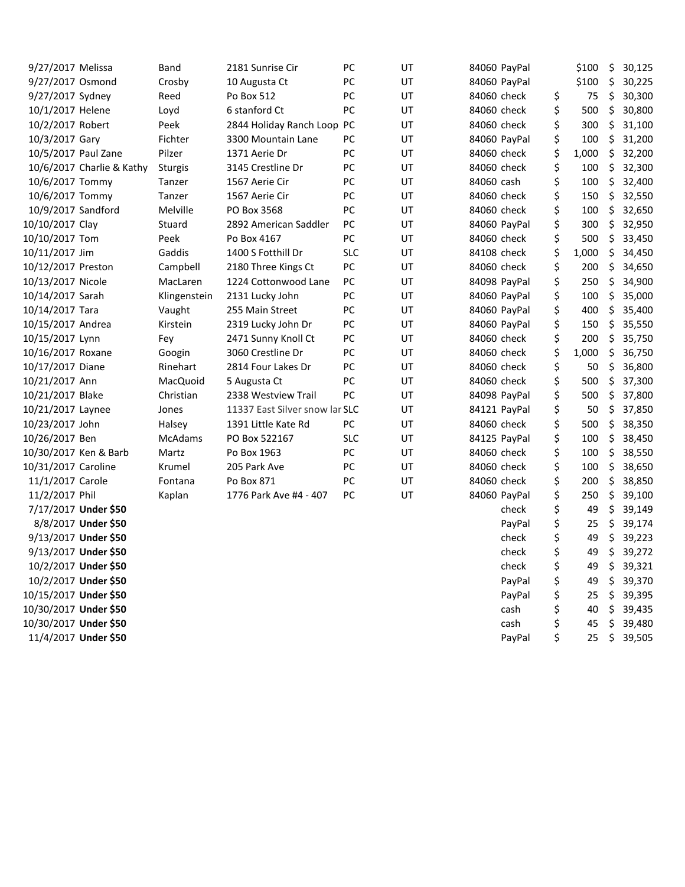| | | | | | | | | | |
|---|---|---|---|---|---|---|---|---|---|
| 9/27/2017 | Melissa | Band | 2181 Sunrise Cir | PC | UT | 84060 | PayPal | $100 | $ 30,125 |
| 9/27/2017 | Osmond | Crosby | 10 Augusta Ct | PC | UT | 84060 | PayPal | $100 | $ 30,225 |
| 9/27/2017 | Sydney | Reed | Po Box 512 | PC | UT | 84060 | check | $ 75 | $ 30,300 |
| 10/1/2017 | Helene | Loyd | 6 stanford Ct | PC | UT | 84060 | check | $ 500 | $ 30,800 |
| 10/2/2017 | Robert | Peek | 2844 Holiday Ranch Loop | PC | UT | 84060 | check | $ 300 | $ 31,100 |
| 10/3/2017 | Gary | Fichter | 3300 Mountain Lane | PC | UT | 84060 | PayPal | $ 100 | $ 31,200 |
| 10/5/2017 | Paul Zane | Pilzer | 1371 Aerie Dr | PC | UT | 84060 | check | $ 1,000 | $ 32,200 |
| 10/6/2017 | Charlie & Kathy | Sturgis | 3145 Crestline Dr | PC | UT | 84060 | check | $ 100 | $ 32,300 |
| 10/6/2017 | Tommy | Tanzer | 1567 Aerie Cir | PC | UT | 84060 | cash | $ 100 | $ 32,400 |
| 10/6/2017 | Tommy | Tanzer | 1567 Aerie Cir | PC | UT | 84060 | check | $ 150 | $ 32,550 |
| 10/9/2017 | Sandford | Melville | PO Box 3568 | PC | UT | 84060 | check | $ 100 | $ 32,650 |
| 10/10/2017 | Clay | Stuard | 2892 American Saddler | PC | UT | 84060 | PayPal | $ 300 | $ 32,950 |
| 10/10/2017 | Tom | Peek | Po Box 4167 | PC | UT | 84060 | check | $ 500 | $ 33,450 |
| 10/11/2017 | Jim | Gaddis | 1400 S Fotthill Dr | SLC | UT | 84108 | check | $ 1,000 | $ 34,450 |
| 10/12/2017 | Preston | Campbell | 2180 Three Kings Ct | PC | UT | 84060 | check | $ 200 | $ 34,650 |
| 10/13/2017 | Nicole | MacLaren | 1224 Cottonwood Lane | PC | UT | 84098 | PayPal | $ 250 | $ 34,900 |
| 10/14/2017 | Sarah | Klingenstein | 2131 Lucky John | PC | UT | 84060 | PayPal | $ 100 | $ 35,000 |
| 10/14/2017 | Tara | Vaught | 255 Main Street | PC | UT | 84060 | PayPal | $ 400 | $ 35,400 |
| 10/15/2017 | Andrea | Kirstein | 2319 Lucky John Dr | PC | UT | 84060 | PayPal | $ 150 | $ 35,550 |
| 10/15/2017 | Lynn | Fey | 2471 Sunny Knoll Ct | PC | UT | 84060 | check | $ 200 | $ 35,750 |
| 10/16/2017 | Roxane | Googin | 3060 Crestline Dr | PC | UT | 84060 | check | $ 1,000 | $ 36,750 |
| 10/17/2017 | Diane | Rinehart | 2814 Four Lakes Dr | PC | UT | 84060 | check | $ 50 | $ 36,800 |
| 10/21/2017 | Ann | MacQuoid | 5 Augusta Ct | PC | UT | 84060 | check | $ 500 | $ 37,300 |
| 10/21/2017 | Blake | Christian | 2338 Westview Trail | PC | UT | 84098 | PayPal | $ 500 | $ 37,800 |
| 10/21/2017 | Laynee | Jones | 11337 East Silver snow lar | SLC | UT | 84121 | PayPal | $ 50 | $ 37,850 |
| 10/23/2017 | John | Halsey | 1391 Little Kate Rd | PC | UT | 84060 | check | $ 500 | $ 38,350 |
| 10/26/2017 | Ben | McAdams | PO Box 522167 | SLC | UT | 84125 | PayPal | $ 100 | $ 38,450 |
| 10/30/2017 | Ken & Barb | Martz | Po Box 1963 | PC | UT | 84060 | check | $ 100 | $ 38,550 |
| 10/31/2017 | Caroline | Krumel | 205 Park Ave | PC | UT | 84060 | check | $ 100 | $ 38,650 |
| 11/1/2017 | Carole | Fontana | Po Box 871 | PC | UT | 84060 | check | $ 200 | $ 38,850 |
| 11/2/2017 | Phil | Kaplan | 1776 Park Ave #4 - 407 | PC | UT | 84060 | PayPal | $ 250 | $ 39,100 |
| 7/17/2017 | **Under $50** | | | | | | check | $ 49 | $ 39,149 |
| 8/8/2017 | **Under $50** | | | | | | PayPal | $ 25 | $ 39,174 |
| 9/13/2017 | **Under $50** | | | | | | check | $ 49 | $ 39,223 |
| 9/13/2017 | **Under $50** | | | | | | check | $ 49 | $ 39,272 |
| 10/2/2017 | **Under $50** | | | | | | check | $ 49 | $ 39,321 |
| 10/2/2017 | **Under $50** | | | | | | PayPal | $ 49 | $ 39,370 |
| 10/15/2017 | **Under $50** | | | | | | PayPal | $ 25 | $ 39,395 |
| 10/30/2017 | **Under $50** | | | | | | cash | $ 40 | $ 39,435 |
| 10/30/2017 | **Under $50** | | | | | | cash | $ 45 | $ 39,480 |
| 11/4/2017 | **Under $50** | | | | | | PayPal | $ 25 | $ 39,505 |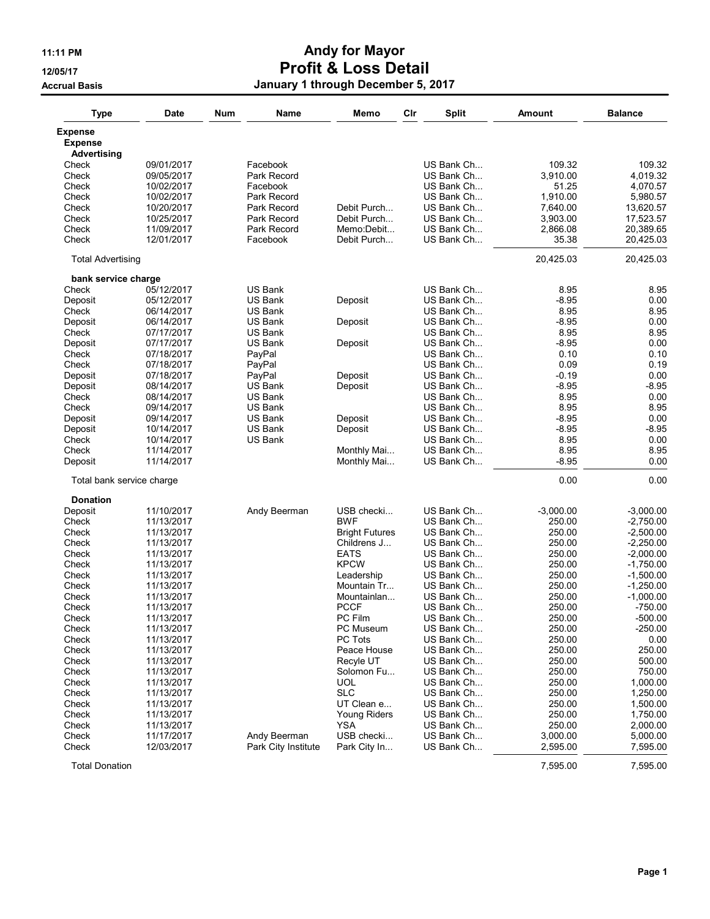# Andy for Mayor
## Profit & Loss Detail
### January 1 through December 5, 2017

Accrual Basis

| Type | Date | Num | Name | Memo | Clr | Split | Amount | Balance |
|---|---|---|---|---|---|---|---|---|
| **Expense** | | | | | | | | |
| **Expense** | | | | | | | | |
| **Advertising** | | | | | | | | |
| Check | 09/01/2017 | | Facebook | | | US Bank Ch... | 109.32 | 109.32 |
| Check | 09/05/2017 | | Park Record | | | US Bank Ch... | 3,910.00 | 4,019.32 |
| Check | 10/02/2017 | | Facebook | | | US Bank Ch... | 51.25 | 4,070.57 |
| Check | 10/02/2017 | | Park Record | | | US Bank Ch... | 1,910.00 | 5,980.57 |
| Check | 10/20/2017 | | Park Record | Debit Purch... | | US Bank Ch... | 7,640.00 | 13,620.57 |
| Check | 10/25/2017 | | Park Record | Debit Purch... | | US Bank Ch... | 3,903.00 | 17,523.57 |
| Check | 11/09/2017 | | Park Record | Memo:Debit... | | US Bank Ch... | 2,866.08 | 20,389.65 |
| Check | 12/01/2017 | | Facebook | Debit Purch... | | US Bank Ch... | 35.38 | 20,425.03 |
| Total Advertising | | | | | | | 20,425.03 | 20,425.03 |
| **bank service charge** | | | | | | | | |
| Check | 05/12/2017 | | US Bank | | | US Bank Ch... | 8.95 | 8.95 |
| Deposit | 05/12/2017 | | US Bank | Deposit | | US Bank Ch... | -8.95 | 0.00 |
| Check | 06/14/2017 | | US Bank | | | US Bank Ch... | 8.95 | 8.95 |
| Deposit | 06/14/2017 | | US Bank | Deposit | | US Bank Ch... | -8.95 | 0.00 |
| Check | 07/17/2017 | | US Bank | | | US Bank Ch... | 8.95 | 8.95 |
| Deposit | 07/17/2017 | | US Bank | Deposit | | US Bank Ch... | -8.95 | 0.00 |
| Check | 07/18/2017 | | PayPal | | | US Bank Ch... | 0.10 | 0.10 |
| Check | 07/18/2017 | | PayPal | | | US Bank Ch... | 0.09 | 0.19 |
| Deposit | 07/18/2017 | | PayPal | Deposit | | US Bank Ch... | -0.19 | 0.00 |
| Deposit | 08/14/2017 | | US Bank | Deposit | | US Bank Ch... | -8.95 | -8.95 |
| Check | 08/14/2017 | | US Bank | | | US Bank Ch... | 8.95 | 0.00 |
| Check | 09/14/2017 | | US Bank | | | US Bank Ch... | 8.95 | 8.95 |
| Deposit | 09/14/2017 | | US Bank | Deposit | | US Bank Ch... | -8.95 | 0.00 |
| Deposit | 10/14/2017 | | US Bank | Deposit | | US Bank Ch... | -8.95 | -8.95 |
| Check | 10/14/2017 | | US Bank | | | US Bank Ch... | 8.95 | 0.00 |
| Check | 11/14/2017 | | | Monthly Mai... | | US Bank Ch... | 8.95 | 8.95 |
| Deposit | 11/14/2017 | | | Monthly Mai... | | US Bank Ch... | -8.95 | 0.00 |
| Total bank service charge | | | | | | | 0.00 | 0.00 |
| **Donation** | | | | | | | | |
| Deposit | 11/10/2017 | | Andy Beerman | USB checki... | | US Bank Ch... | -3,000.00 | -3,000.00 |
| Check | 11/13/2017 | | | BWF | | US Bank Ch... | 250.00 | -2,750.00 |
| Check | 11/13/2017 | | | Bright Futures | | US Bank Ch... | 250.00 | -2,500.00 |
| Check | 11/13/2017 | | | Childrens J... | | US Bank Ch... | 250.00 | -2,250.00 |
| Check | 11/13/2017 | | | EATS | | US Bank Ch... | 250.00 | -2,000.00 |
| Check | 11/13/2017 | | | KPCW | | US Bank Ch... | 250.00 | -1,750.00 |
| Check | 11/13/2017 | | | Leadership | | US Bank Ch... | 250.00 | -1,500.00 |
| Check | 11/13/2017 | | | Mountain Tr... | | US Bank Ch... | 250.00 | -1,250.00 |
| Check | 11/13/2017 | | | Mountainlan... | | US Bank Ch... | 250.00 | -1,000.00 |
| Check | 11/13/2017 | | | PCCF | | US Bank Ch... | 250.00 | -750.00 |
| Check | 11/13/2017 | | | PC Film | | US Bank Ch... | 250.00 | -500.00 |
| Check | 11/13/2017 | | | PC Museum | | US Bank Ch... | 250.00 | -250.00 |
| Check | 11/13/2017 | | | PC Tots | | US Bank Ch... | 250.00 | 0.00 |
| Check | 11/13/2017 | | | Peace House | | US Bank Ch... | 250.00 | 250.00 |
| Check | 11/13/2017 | | | Recyle UT | | US Bank Ch... | 250.00 | 500.00 |
| Check | 11/13/2017 | | | Solomon Fu... | | US Bank Ch... | 250.00 | 750.00 |
| Check | 11/13/2017 | | | UOL | | US Bank Ch... | 250.00 | 1,000.00 |
| Check | 11/13/2017 | | | SLC | | US Bank Ch... | 250.00 | 1,250.00 |
| Check | 11/13/2017 | | | UT Clean e... | | US Bank Ch... | 250.00 | 1,500.00 |
| Check | 11/13/2017 | | | Young Riders | | US Bank Ch... | 250.00 | 1,750.00 |
| Check | 11/13/2017 | | | YSA | | US Bank Ch... | 250.00 | 2,000.00 |
| Check | 11/17/2017 | | Andy Beerman | USB checki... | | US Bank Ch... | 3,000.00 | 5,000.00 |
| Check | 12/03/2017 | | Park City Institute | Park City In... | | US Bank Ch... | 2,595.00 | 7,595.00 |
| Total Donation | | | | | | | 7,595.00 | 7,595.00 |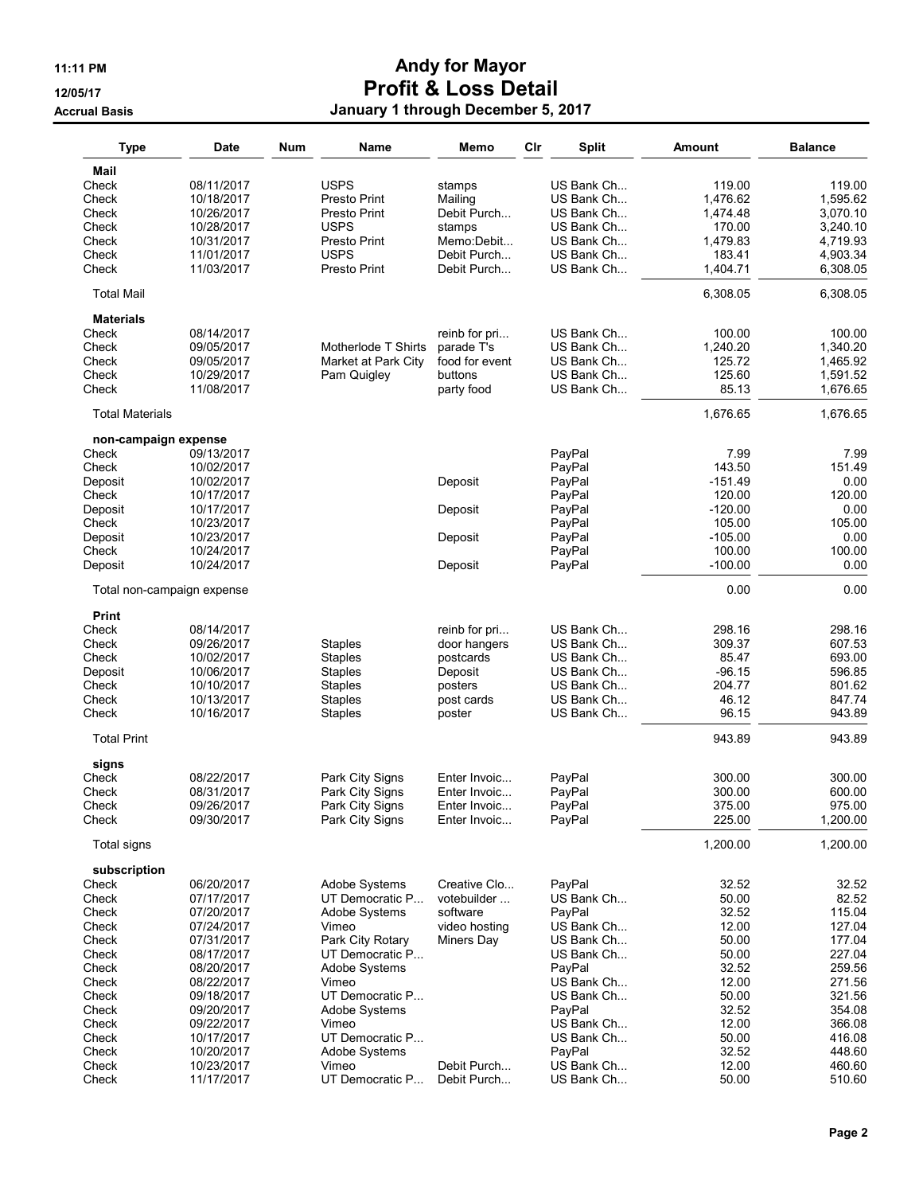# Andy for Mayor
## Profit & Loss Detail
### January 1 through December 5, 2017

11:11 PM
12/05/17
Accrual Basis

| Type | Date | Num | Name | Memo | Clr | Split | Amount | Balance |
|---|---|---|---|---|---|---|---|---|
| **Mail** | | | | | | | | |
| Check | 08/11/2017 | | USPS | stamps | | US Bank Ch... | 119.00 | 119.00 |
| Check | 10/18/2017 | | Presto Print | Mailing | | US Bank Ch... | 1,476.62 | 1,595.62 |
| Check | 10/26/2017 | | Presto Print | Debit Purch... | | US Bank Ch... | 1,474.48 | 3,070.10 |
| Check | 10/28/2017 | | USPS | stamps | | US Bank Ch... | 170.00 | 3,240.10 |
| Check | 10/31/2017 | | Presto Print | Memo:Debit... | | US Bank Ch... | 1,479.83 | 4,719.93 |
| Check | 11/01/2017 | | USPS | Debit Purch... | | US Bank Ch... | 183.41 | 4,903.34 |
| Check | 11/03/2017 | | Presto Print | Debit Purch... | | US Bank Ch... | 1,404.71 | 6,308.05 |
| Total Mail | | | | | | | 6,308.05 | 6,308.05 |
| **Materials** | | | | | | | | |
| Check | 08/14/2017 | | | reinb for pri... | | US Bank Ch... | 100.00 | 100.00 |
| Check | 09/05/2017 | | Motherlode T Shirts | parade T's | | US Bank Ch... | 1,240.20 | 1,340.20 |
| Check | 09/05/2017 | | Market at Park City | food for event | | US Bank Ch... | 125.72 | 1,465.92 |
| Check | 10/29/2017 | | Pam Quigley | buttons | | US Bank Ch... | 125.60 | 1,591.52 |
| Check | 11/08/2017 | | | party food | | US Bank Ch... | 85.13 | 1,676.65 |
| Total Materials | | | | | | | 1,676.65 | 1,676.65 |
| **non-campaign expense** | | | | | | | | |
| Check | 09/13/2017 | | | | | PayPal | 7.99 | 7.99 |
| Check | 10/02/2017 | | | | | PayPal | 143.50 | 151.49 |
| Deposit | 10/02/2017 | | | Deposit | | PayPal | -151.49 | 0.00 |
| Check | 10/17/2017 | | | | | PayPal | 120.00 | 120.00 |
| Deposit | 10/17/2017 | | | Deposit | | PayPal | -120.00 | 0.00 |
| Check | 10/23/2017 | | | | | PayPal | 105.00 | 105.00 |
| Deposit | 10/23/2017 | | | Deposit | | PayPal | -105.00 | 0.00 |
| Check | 10/24/2017 | | | | | PayPal | 100.00 | 100.00 |
| Deposit | 10/24/2017 | | | Deposit | | PayPal | -100.00 | 0.00 |
| Total non-campaign expense | | | | | | | 0.00 | 0.00 |
| **Print** | | | | | | | | |
| Check | 08/14/2017 | | | reinb for pri... | | US Bank Ch... | 298.16 | 298.16 |
| Check | 09/26/2017 | | Staples | door hangers | | US Bank Ch... | 309.37 | 607.53 |
| Check | 10/02/2017 | | Staples | postcards | | US Bank Ch... | 85.47 | 693.00 |
| Deposit | 10/06/2017 | | Staples | Deposit | | US Bank Ch... | -96.15 | 596.85 |
| Check | 10/10/2017 | | Staples | posters | | US Bank Ch... | 204.77 | 801.62 |
| Check | 10/13/2017 | | Staples | post cards | | US Bank Ch... | 46.12 | 847.74 |
| Check | 10/16/2017 | | Staples | poster | | US Bank Ch... | 96.15 | 943.89 |
| Total Print | | | | | | | 943.89 | 943.89 |
| **signs** | | | | | | | | |
| Check | 08/22/2017 | | Park City Signs | Enter Invoic... | | PayPal | 300.00 | 300.00 |
| Check | 08/31/2017 | | Park City Signs | Enter Invoic... | | PayPal | 300.00 | 600.00 |
| Check | 09/26/2017 | | Park City Signs | Enter Invoic... | | PayPal | 375.00 | 975.00 |
| Check | 09/30/2017 | | Park City Signs | Enter Invoic... | | PayPal | 225.00 | 1,200.00 |
| Total signs | | | | | | | 1,200.00 | 1,200.00 |
| **subscription** | | | | | | | | |
| Check | 06/20/2017 | | Adobe Systems | Creative Clo... | | PayPal | 32.52 | 32.52 |
| Check | 07/17/2017 | | UT Democratic P... | votebuilder ... | | US Bank Ch... | 50.00 | 82.52 |
| Check | 07/20/2017 | | Adobe Systems | software | | PayPal | 32.52 | 115.04 |
| Check | 07/24/2017 | | Vimeo | video hosting | | US Bank Ch... | 12.00 | 127.04 |
| Check | 07/31/2017 | | Park City Rotary | Miners Day | | US Bank Ch... | 50.00 | 177.04 |
| Check | 08/17/2017 | | UT Democratic P... | | | US Bank Ch... | 50.00 | 227.04 |
| Check | 08/20/2017 | | Adobe Systems | | | PayPal | 32.52 | 259.56 |
| Check | 08/22/2017 | | Vimeo | | | US Bank Ch... | 12.00 | 271.56 |
| Check | 09/18/2017 | | UT Democratic P... | | | US Bank Ch... | 50.00 | 321.56 |
| Check | 09/20/2017 | | Adobe Systems | | | PayPal | 32.52 | 354.08 |
| Check | 09/22/2017 | | Vimeo | | | US Bank Ch... | 12.00 | 366.08 |
| Check | 10/17/2017 | | UT Democratic P... | | | US Bank Ch... | 50.00 | 416.08 |
| Check | 10/20/2017 | | Adobe Systems | | | PayPal | 32.52 | 448.60 |
| Check | 10/23/2017 | | Vimeo | Debit Purch... | | US Bank Ch... | 12.00 | 460.60 |
| Check | 11/17/2017 | | UT Democratic P... | Debit Purch... | | US Bank Ch... | 50.00 | 510.60 |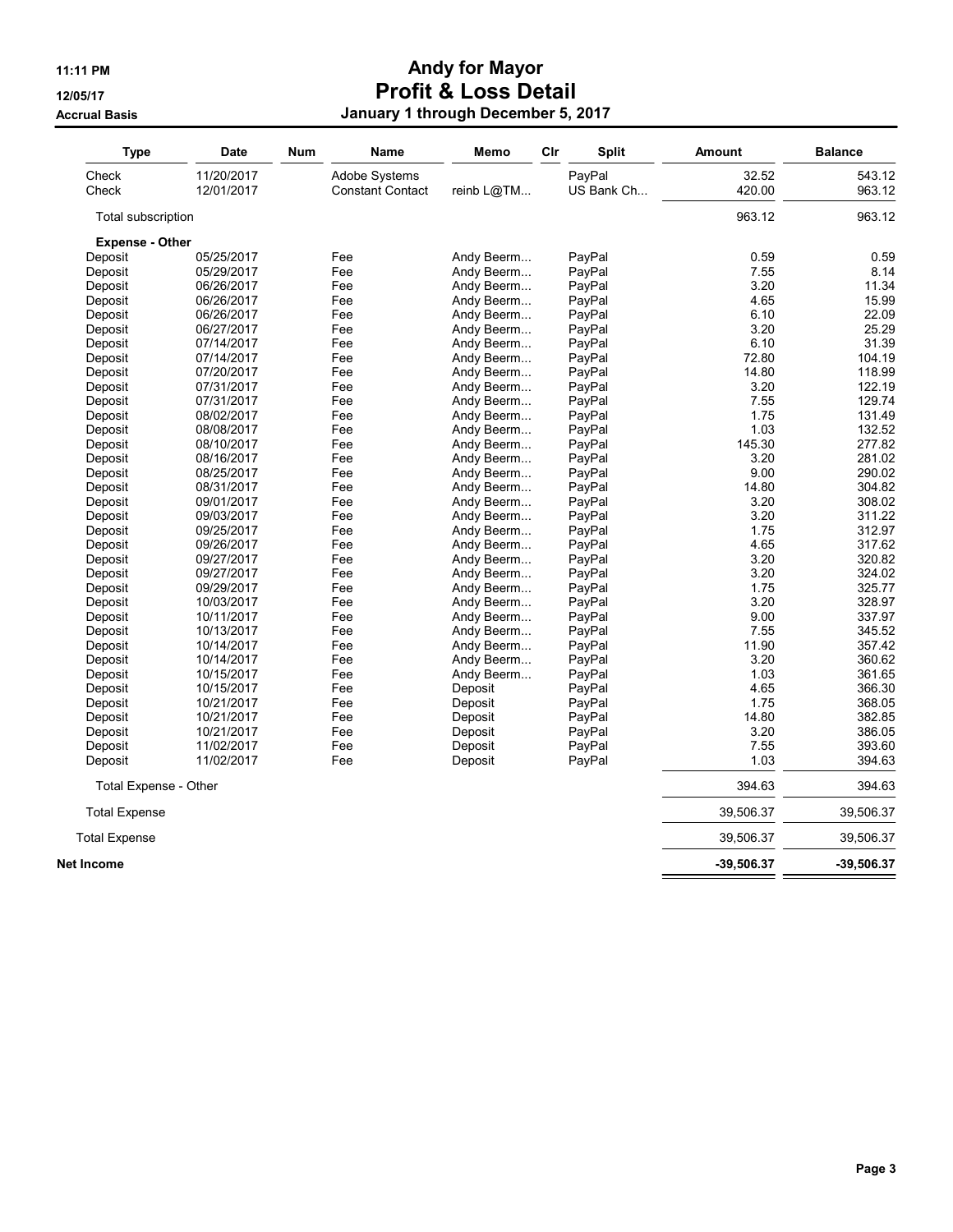# Andy for Mayor
## Profit & Loss Detail
### January 1 through December 5, 2017

11:11 PM
12/05/17
Accrual Basis

| Type | Date | Num | Name | Memo | Clr | Split | Amount | Balance |
|---|---|---|---|---|---|---|---|---|
| Check | 11/20/2017 | | Adobe Systems | | | PayPal | 32.52 | 543.12 |
| Check | 12/01/2017 | | Constant Contact | reinb L@TM... | | US Bank Ch... | 420.00 | 963.12 |
| Total subscription | | | | | | | 963.12 | 963.12 |
| **Expense - Other** | | | | | | | | |
| Deposit | 05/25/2017 | | Fee | Andy Beerm... | | PayPal | 0.59 | 0.59 |
| Deposit | 05/29/2017 | | Fee | Andy Beerm... | | PayPal | 7.55 | 8.14 |
| Deposit | 06/26/2017 | | Fee | Andy Beerm... | | PayPal | 3.20 | 11.34 |
| Deposit | 06/26/2017 | | Fee | Andy Beerm... | | PayPal | 4.65 | 15.99 |
| Deposit | 06/26/2017 | | Fee | Andy Beerm... | | PayPal | 6.10 | 22.09 |
| Deposit | 06/27/2017 | | Fee | Andy Beerm... | | PayPal | 3.20 | 25.29 |
| Deposit | 07/14/2017 | | Fee | Andy Beerm... | | PayPal | 6.10 | 31.39 |
| Deposit | 07/14/2017 | | Fee | Andy Beerm... | | PayPal | 72.80 | 104.19 |
| Deposit | 07/20/2017 | | Fee | Andy Beerm... | | PayPal | 14.80 | 118.99 |
| Deposit | 07/31/2017 | | Fee | Andy Beerm... | | PayPal | 3.20 | 122.19 |
| Deposit | 07/31/2017 | | Fee | Andy Beerm... | | PayPal | 7.55 | 129.74 |
| Deposit | 08/02/2017 | | Fee | Andy Beerm... | | PayPal | 1.75 | 131.49 |
| Deposit | 08/08/2017 | | Fee | Andy Beerm... | | PayPal | 1.03 | 132.52 |
| Deposit | 08/10/2017 | | Fee | Andy Beerm... | | PayPal | 145.30 | 277.82 |
| Deposit | 08/16/2017 | | Fee | Andy Beerm... | | PayPal | 3.20 | 281.02 |
| Deposit | 08/25/2017 | | Fee | Andy Beerm... | | PayPal | 9.00 | 290.02 |
| Deposit | 08/31/2017 | | Fee | Andy Beerm... | | PayPal | 14.80 | 304.82 |
| Deposit | 09/01/2017 | | Fee | Andy Beerm... | | PayPal | 3.20 | 308.02 |
| Deposit | 09/03/2017 | | Fee | Andy Beerm... | | PayPal | 3.20 | 311.22 |
| Deposit | 09/25/2017 | | Fee | Andy Beerm... | | PayPal | 1.75 | 312.97 |
| Deposit | 09/26/2017 | | Fee | Andy Beerm... | | PayPal | 4.65 | 317.62 |
| Deposit | 09/27/2017 | | Fee | Andy Beerm... | | PayPal | 3.20 | 320.82 |
| Deposit | 09/27/2017 | | Fee | Andy Beerm... | | PayPal | 3.20 | 324.02 |
| Deposit | 09/29/2017 | | Fee | Andy Beerm... | | PayPal | 1.75 | 325.77 |
| Deposit | 10/03/2017 | | Fee | Andy Beerm... | | PayPal | 3.20 | 328.97 |
| Deposit | 10/11/2017 | | Fee | Andy Beerm... | | PayPal | 9.00 | 337.97 |
| Deposit | 10/13/2017 | | Fee | Andy Beerm... | | PayPal | 7.55 | 345.52 |
| Deposit | 10/14/2017 | | Fee | Andy Beerm... | | PayPal | 11.90 | 357.42 |
| Deposit | 10/14/2017 | | Fee | Andy Beerm... | | PayPal | 3.20 | 360.62 |
| Deposit | 10/15/2017 | | Fee | Andy Beerm... | | PayPal | 1.03 | 361.65 |
| Deposit | 10/15/2017 | | Fee | Deposit | | PayPal | 4.65 | 366.30 |
| Deposit | 10/21/2017 | | Fee | Deposit | | PayPal | 1.75 | 368.05 |
| Deposit | 10/21/2017 | | Fee | Deposit | | PayPal | 14.80 | 382.85 |
| Deposit | 10/21/2017 | | Fee | Deposit | | PayPal | 3.20 | 386.05 |
| Deposit | 11/02/2017 | | Fee | Deposit | | PayPal | 7.55 | 393.60 |
| Deposit | 11/02/2017 | | Fee | Deposit | | PayPal | 1.03 | 394.63 |
| Total Expense - Other | | | | | | | 394.63 | 394.63 |
| Total Expense | | | | | | | 39,506.37 | 39,506.37 |
| Total Expense | | | | | | | 39,506.37 | 39,506.37 |
| **Net Income** | | | | | | | **-39,506.37** | **-39,506.37** |